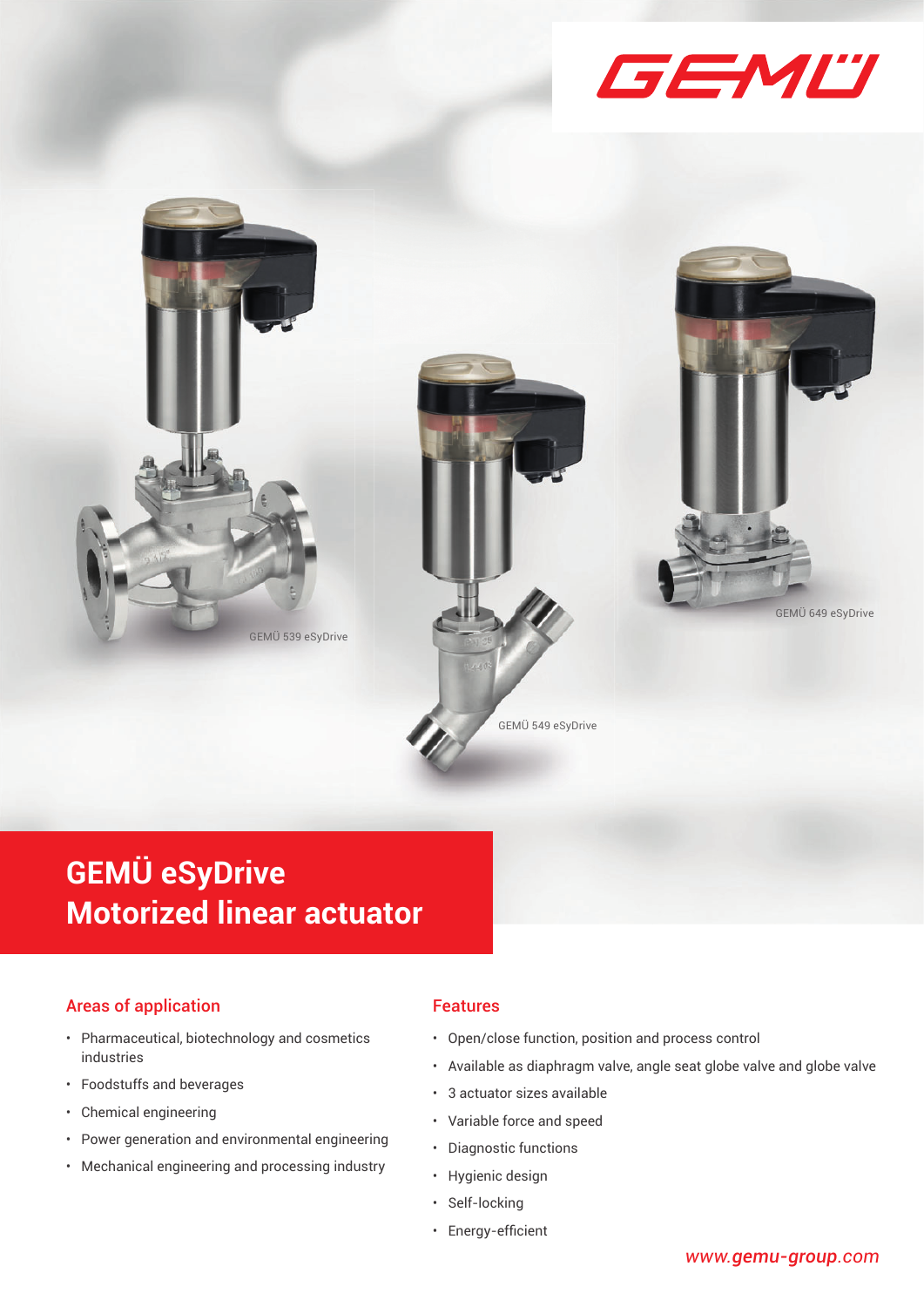GEMÜ 539 eSyDrive

GEMÜ 549 eSyDrive

GEMÜ 649 eSyDrive

# GEMÜ eSyDrive
# Motorized linear actuator

## Areas of application

- Pharmaceutical, biotechnology and cosmetics industries
- Foodstuffs and beverages
- Chemical engineering
- Power generation and environmental engineering
- Mechanical engineering and processing industry

## Features

- Open/close function, position and process control
- Available as diaphragm valve, angle seat globe valve and globe valve
- 3 actuator sizes available
- Variable force and speed
- Diagnostic functions
- Hygienic design
- Self-locking
- Energy-efficient

*www.gemu-group.com*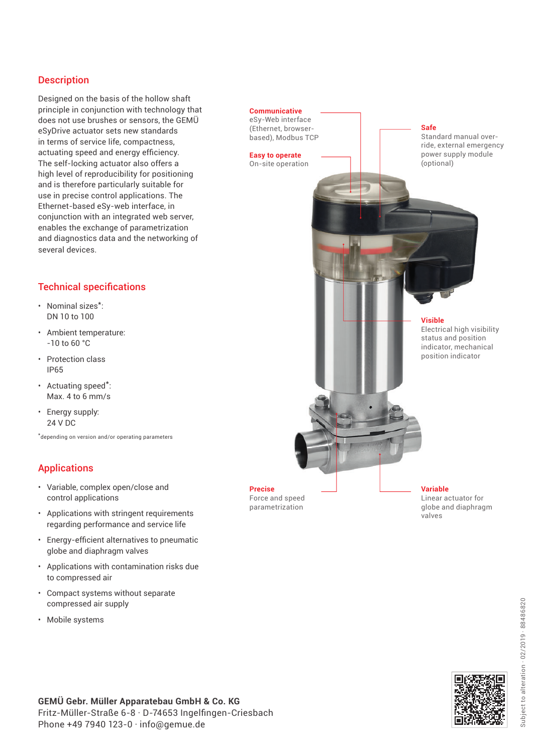## Description

Designed on the basis of the hollow shaft principle in conjunction with technology that does not use brushes or sensors, the GEMÜ eSyDrive actuator sets new standards in terms of service life, compactness, actuating speed and energy efficiency. The self-locking actuator also offers a high level of reproducibility for positioning and is therefore particularly suitable for use in precise control applications. The Ethernet-based eSy-web interface, in conjunction with an integrated web server, enables the exchange of parametrization and diagnostics data and the networking of several devices.

## Technical specifications

- Nominal sizes*:
  DN 10 to 100
- Ambient temperature:
  -10 to 60 °C
- Protection class
  IP65
- Actuating speed*:
  Max. 4 to 6 mm/s
- Energy supply:
  24 V DC

*depending on version and/or operating parameters

## Applications

- Variable, complex open/close and control applications
- Applications with stringent requirements regarding performance and service life
- Energy-efficient alternatives to pneumatic globe and diaphragm valves
- Applications with contamination risks due to compressed air
- Compact systems without separate compressed air supply
- Mobile systems

**Communicative**
eSy-Web interface (Ethernet, browser-based), Modbus TCP

**Easy to operate**
On-site operation

**Safe**
Standard manual override, external emergency power supply module (optional)

**Visible**
Electrical high visibility status and position indicator, mechanical position indicator

**Precise**
Force and speed parametrization

**Variable**
Linear actuator for globe and diaphragm valves

**GEMÜ Gebr. Müller Apparatebau GmbH & Co. KG**
Fritz-Müller-Straße 6-8 · D-74653 Ingelfingen-Criesbach
Phone +49 7940 123-0 · info@gemue.de

Subject to alteration · 02/2019 · 88486820